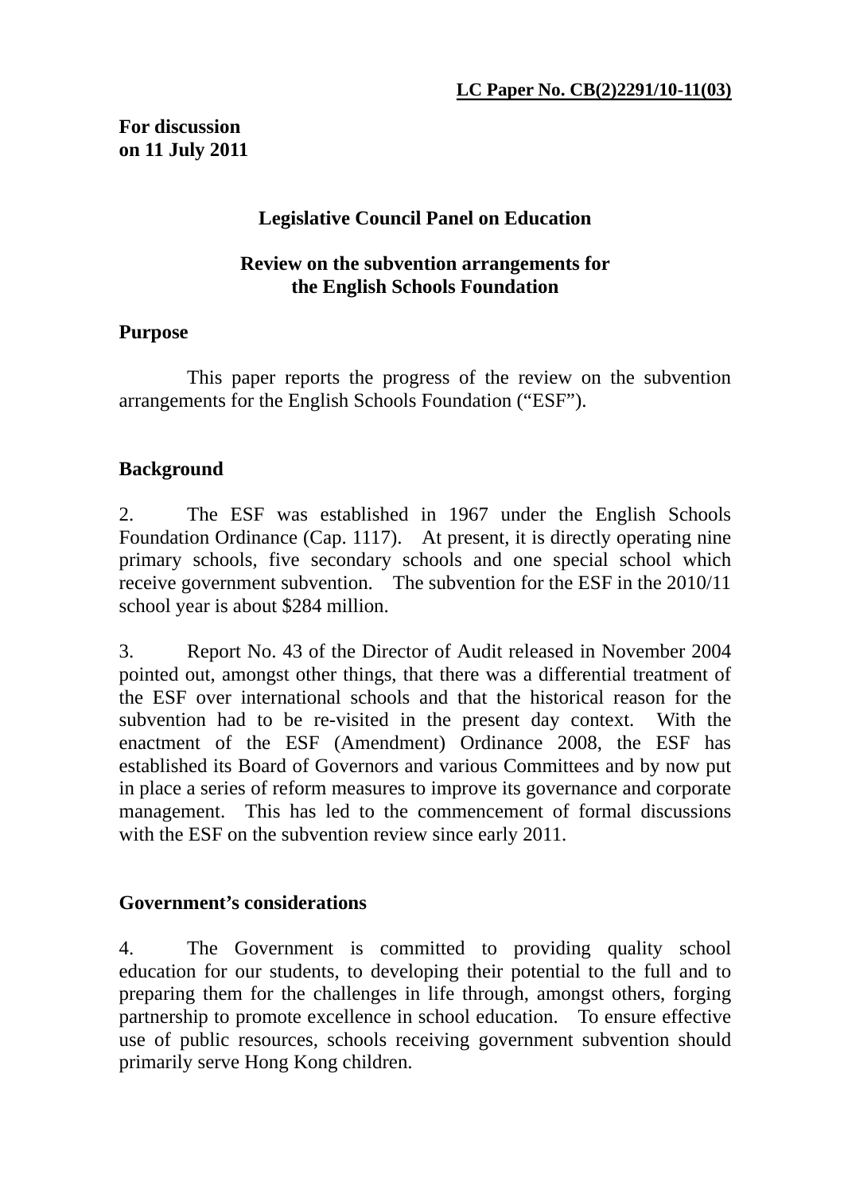**LC Paper No. CB(2)2291/10-11(03)**

**For discussion**
**on 11 July 2011**

**Legislative Council Panel on Education**

**Review on the subvention arrangements for the English Schools Foundation**

**Purpose**

This paper reports the progress of the review on the subvention arrangements for the English Schools Foundation ("ESF").

**Background**

2. The ESF was established in 1967 under the English Schools Foundation Ordinance (Cap. 1117). At present, it is directly operating nine primary schools, five secondary schools and one special school which receive government subvention. The subvention for the ESF in the 2010/11 school year is about $284 million.

3. Report No. 43 of the Director of Audit released in November 2004 pointed out, amongst other things, that there was a differential treatment of the ESF over international schools and that the historical reason for the subvention had to be re-visited in the present day context. With the enactment of the ESF (Amendment) Ordinance 2008, the ESF has established its Board of Governors and various Committees and by now put in place a series of reform measures to improve its governance and corporate management. This has led to the commencement of formal discussions with the ESF on the subvention review since early 2011.

**Government's considerations**

4. The Government is committed to providing quality school education for our students, to developing their potential to the full and to preparing them for the challenges in life through, amongst others, forging partnership to promote excellence in school education. To ensure effective use of public resources, schools receiving government subvention should primarily serve Hong Kong children.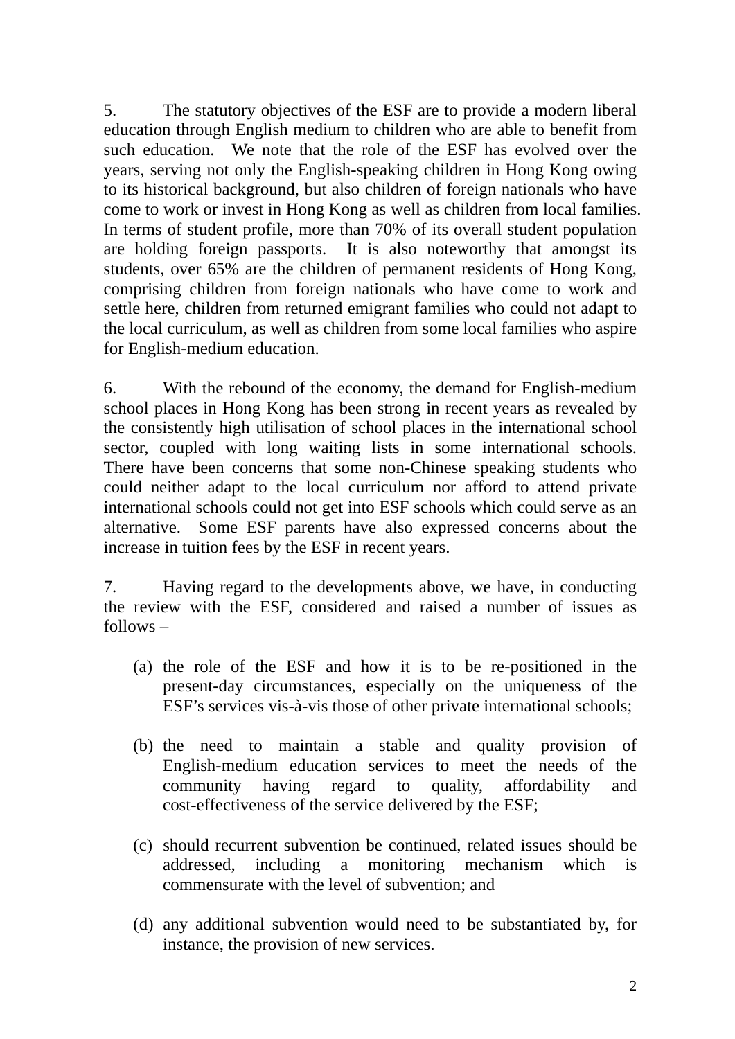5. The statutory objectives of the ESF are to provide a modern liberal education through English medium to children who are able to benefit from such education. We note that the role of the ESF has evolved over the years, serving not only the English-speaking children in Hong Kong owing to its historical background, but also children of foreign nationals who have come to work or invest in Hong Kong as well as children from local families. In terms of student profile, more than 70% of its overall student population are holding foreign passports. It is also noteworthy that amongst its students, over 65% are the children of permanent residents of Hong Kong, comprising children from foreign nationals who have come to work and settle here, children from returned emigrant families who could not adapt to the local curriculum, as well as children from some local families who aspire for English-medium education.

6. With the rebound of the economy, the demand for English-medium school places in Hong Kong has been strong in recent years as revealed by the consistently high utilisation of school places in the international school sector, coupled with long waiting lists in some international schools. There have been concerns that some non-Chinese speaking students who could neither adapt to the local curriculum nor afford to attend private international schools could not get into ESF schools which could serve as an alternative. Some ESF parents have also expressed concerns about the increase in tuition fees by the ESF in recent years.

7. Having regard to the developments above, we have, in conducting the review with the ESF, considered and raised a number of issues as follows –

(a) the role of the ESF and how it is to be re-positioned in the present-day circumstances, especially on the uniqueness of the ESF's services vis-à-vis those of other private international schools;

(b) the need to maintain a stable and quality provision of English-medium education services to meet the needs of the community having regard to quality, affordability and cost-effectiveness of the service delivered by the ESF;

(c) should recurrent subvention be continued, related issues should be addressed, including a monitoring mechanism which is commensurate with the level of subvention; and

(d) any additional subvention would need to be substantiated by, for instance, the provision of new services.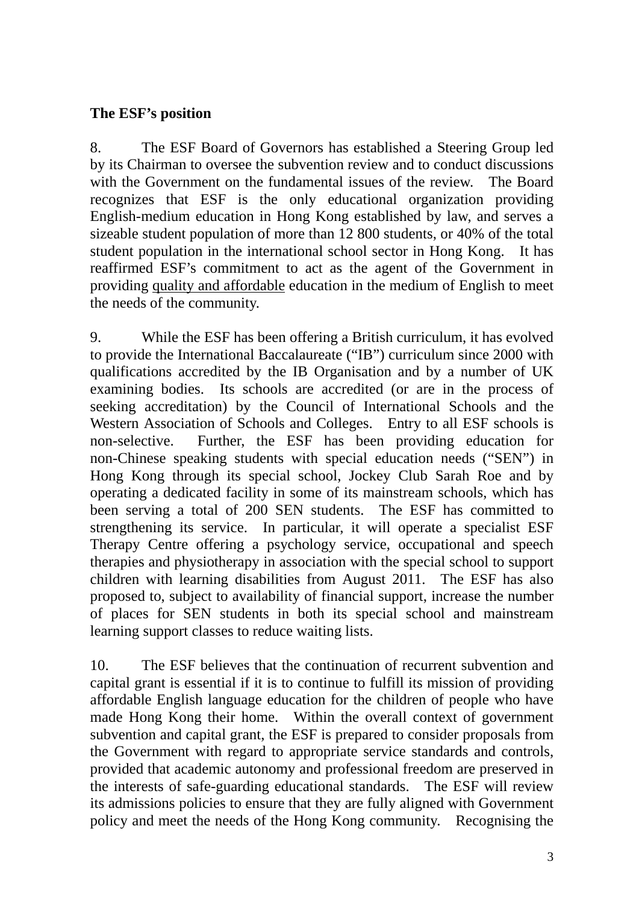**The ESF's position**

8. The ESF Board of Governors has established a Steering Group led by its Chairman to oversee the subvention review and to conduct discussions with the Government on the fundamental issues of the review. The Board recognizes that ESF is the only educational organization providing English-medium education in Hong Kong established by law, and serves a sizeable student population of more than 12 800 students, or 40% of the total student population in the international school sector in Hong Kong. It has reaffirmed ESF's commitment to act as the agent of the Government in providing <u>quality and affordable</u> education in the medium of English to meet the needs of the community.

9. While the ESF has been offering a British curriculum, it has evolved to provide the International Baccalaureate ("IB") curriculum since 2000 with qualifications accredited by the IB Organisation and by a number of UK examining bodies. Its schools are accredited (or are in the process of seeking accreditation) by the Council of International Schools and the Western Association of Schools and Colleges. Entry to all ESF schools is non-selective. Further, the ESF has been providing education for non-Chinese speaking students with special education needs ("SEN") in Hong Kong through its special school, Jockey Club Sarah Roe and by operating a dedicated facility in some of its mainstream schools, which has been serving a total of 200 SEN students. The ESF has committed to strengthening its service. In particular, it will operate a specialist ESF Therapy Centre offering a psychology service, occupational and speech therapies and physiotherapy in association with the special school to support children with learning disabilities from August 2011. The ESF has also proposed to, subject to availability of financial support, increase the number of places for SEN students in both its special school and mainstream learning support classes to reduce waiting lists.

10. The ESF believes that the continuation of recurrent subvention and capital grant is essential if it is to continue to fulfill its mission of providing affordable English language education for the children of people who have made Hong Kong their home. Within the overall context of government subvention and capital grant, the ESF is prepared to consider proposals from the Government with regard to appropriate service standards and controls, provided that academic autonomy and professional freedom are preserved in the interests of safe-guarding educational standards. The ESF will review its admissions policies to ensure that they are fully aligned with Government policy and meet the needs of the Hong Kong community. Recognising the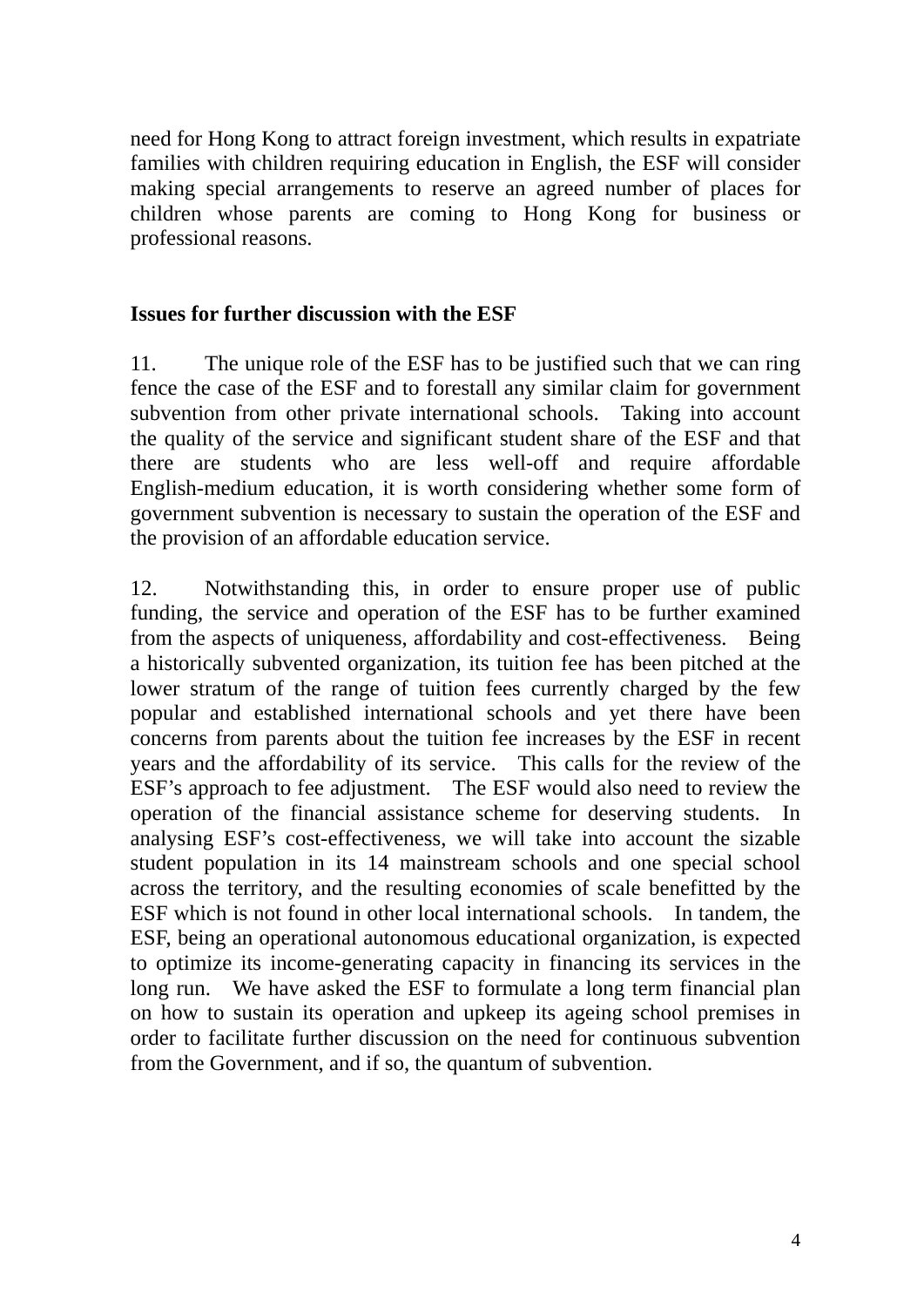need for Hong Kong to attract foreign investment, which results in expatriate families with children requiring education in English, the ESF will consider making special arrangements to reserve an agreed number of places for children whose parents are coming to Hong Kong for business or professional reasons.

**Issues for further discussion with the ESF**

11. The unique role of the ESF has to be justified such that we can ring fence the case of the ESF and to forestall any similar claim for government subvention from other private international schools. Taking into account the quality of the service and significant student share of the ESF and that there are students who are less well-off and require affordable English-medium education, it is worth considering whether some form of government subvention is necessary to sustain the operation of the ESF and the provision of an affordable education service.

12. Notwithstanding this, in order to ensure proper use of public funding, the service and operation of the ESF has to be further examined from the aspects of uniqueness, affordability and cost-effectiveness. Being a historically subvented organization, its tuition fee has been pitched at the lower stratum of the range of tuition fees currently charged by the few popular and established international schools and yet there have been concerns from parents about the tuition fee increases by the ESF in recent years and the affordability of its service. This calls for the review of the ESF's approach to fee adjustment. The ESF would also need to review the operation of the financial assistance scheme for deserving students. In analysing ESF's cost-effectiveness, we will take into account the sizable student population in its 14 mainstream schools and one special school across the territory, and the resulting economies of scale benefitted by the ESF which is not found in other local international schools. In tandem, the ESF, being an operational autonomous educational organization, is expected to optimize its income-generating capacity in financing its services in the long run. We have asked the ESF to formulate a long term financial plan on how to sustain its operation and upkeep its ageing school premises in order to facilitate further discussion on the need for continuous subvention from the Government, and if so, the quantum of subvention.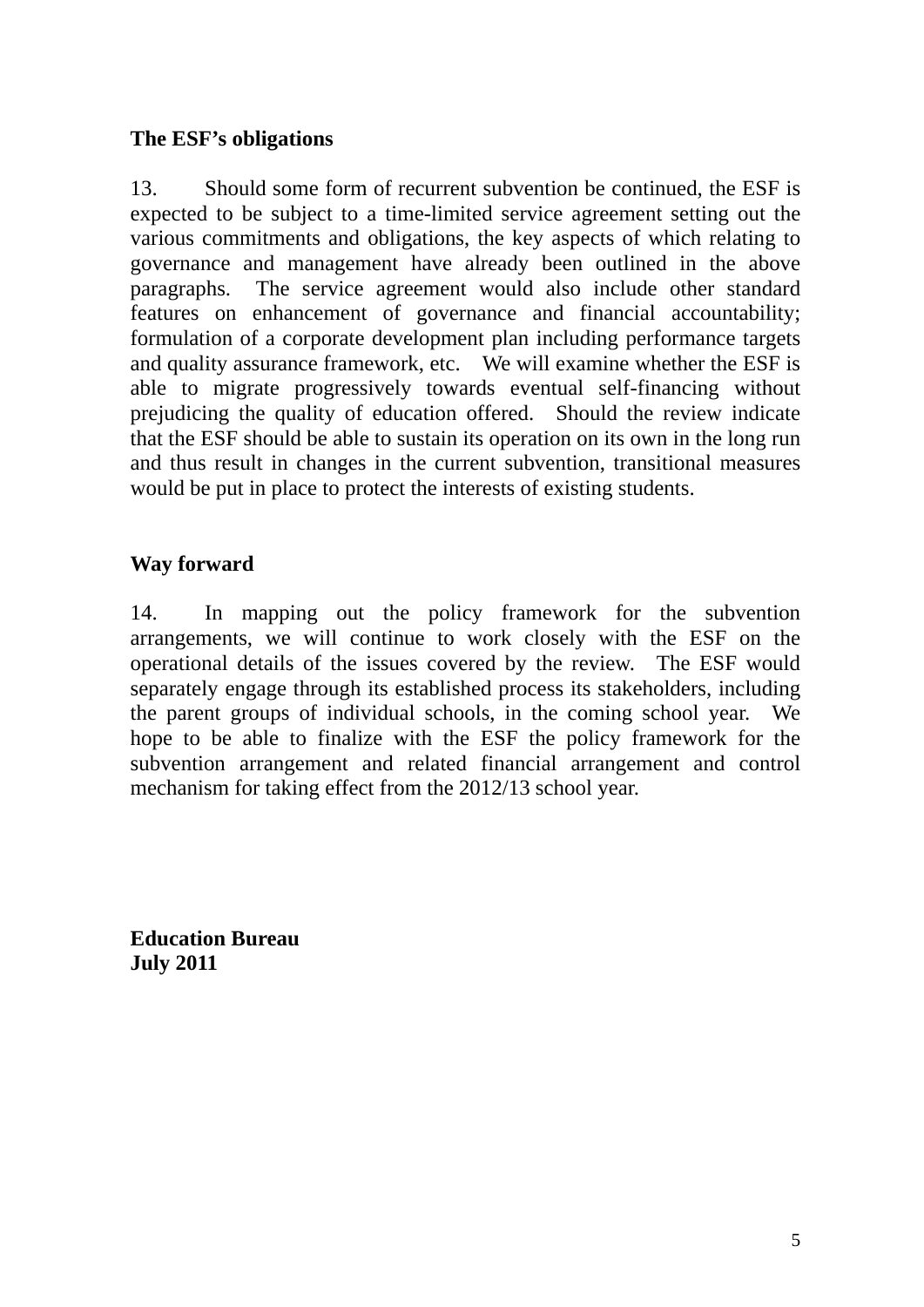**The ESF's obligations**

13. Should some form of recurrent subvention be continued, the ESF is expected to be subject to a time-limited service agreement setting out the various commitments and obligations, the key aspects of which relating to governance and management have already been outlined in the above paragraphs. The service agreement would also include other standard features on enhancement of governance and financial accountability; formulation of a corporate development plan including performance targets and quality assurance framework, etc. We will examine whether the ESF is able to migrate progressively towards eventual self-financing without prejudicing the quality of education offered. Should the review indicate that the ESF should be able to sustain its operation on its own in the long run and thus result in changes in the current subvention, transitional measures would be put in place to protect the interests of existing students.

**Way forward**

14. In mapping out the policy framework for the subvention arrangements, we will continue to work closely with the ESF on the operational details of the issues covered by the review. The ESF would separately engage through its established process its stakeholders, including the parent groups of individual schools, in the coming school year. We hope to be able to finalize with the ESF the policy framework for the subvention arrangement and related financial arrangement and control mechanism for taking effect from the 2012/13 school year.

**Education Bureau**
**July 2011**